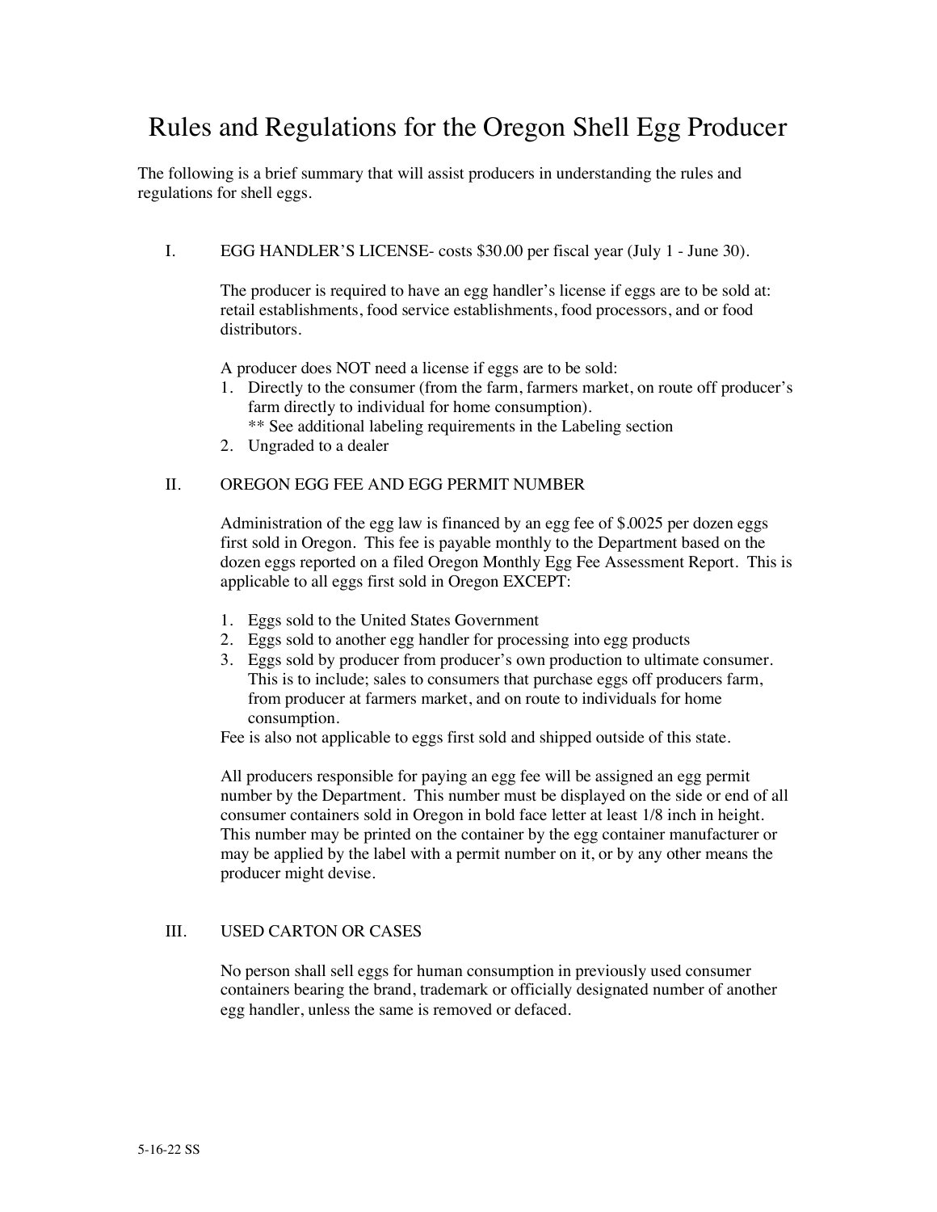# Rules and Regulations for the Oregon Shell Egg Producer

The following is a brief summary that will assist producers in understanding the rules and regulations for shell eggs.

## I. EGG HANDLER'S LICENSE- costs $30.00 per fiscal year (July 1 - June 30).

The producer is required to have an egg handler's license if eggs are to be sold at: retail establishments, food service establishments, food processors, and or food distributors.

A producer does NOT need a license if eggs are to be sold:

1. Directly to the consumer (from the farm, farmers market, on route off producer's farm directly to individual for home consumption).
   ** See additional labeling requirements in the Labeling section
2. Ungraded to a dealer

## II. OREGON EGG FEE AND EGG PERMIT NUMBER

Administration of the egg law is financed by an egg fee of $.0025 per dozen eggs first sold in Oregon. This fee is payable monthly to the Department based on the dozen eggs reported on a filed Oregon Monthly Egg Fee Assessment Report. This is applicable to all eggs first sold in Oregon EXCEPT:

1. Eggs sold to the United States Government
2. Eggs sold to another egg handler for processing into egg products
3. Eggs sold by producer from producer's own production to ultimate consumer. This is to include; sales to consumers that purchase eggs off producers farm, from producer at farmers market, and on route to individuals for home consumption.

Fee is also not applicable to eggs first sold and shipped outside of this state.

All producers responsible for paying an egg fee will be assigned an egg permit number by the Department. This number must be displayed on the side or end of all consumer containers sold in Oregon in bold face letter at least 1/8 inch in height. This number may be printed on the container by the egg container manufacturer or may be applied by the label with a permit number on it, or by any other means the producer might devise.

## III. USED CARTON OR CASES

No person shall sell eggs for human consumption in previously used consumer containers bearing the brand, trademark or officially designated number of another egg handler, unless the same is removed or defaced.

5-16-22 SS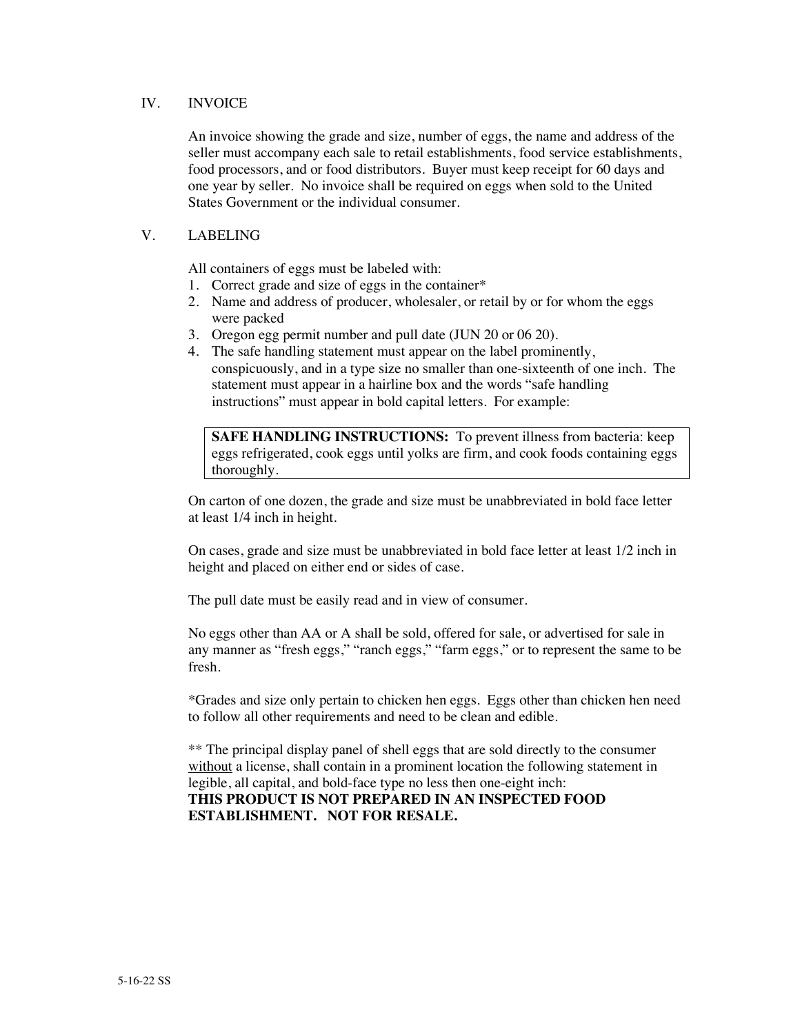## IV. INVOICE

An invoice showing the grade and size, number of eggs, the name and address of the seller must accompany each sale to retail establishments, food service establishments, food processors, and or food distributors. Buyer must keep receipt for 60 days and one year by seller. No invoice shall be required on eggs when sold to the United States Government or the individual consumer.

## V. LABELING

All containers of eggs must be labeled with:

1. Correct grade and size of eggs in the container*
2. Name and address of producer, wholesaler, or retail by or for whom the eggs were packed
3. Oregon egg permit number and pull date (JUN 20 or 06 20).
4. The safe handling statement must appear on the label prominently, conspicuously, and in a type size no smaller than one-sixteenth of one inch. The statement must appear in a hairline box and the words "safe handling instructions" must appear in bold capital letters. For example:

> **SAFE HANDLING INSTRUCTIONS:** To prevent illness from bacteria: keep eggs refrigerated, cook eggs until yolks are firm, and cook foods containing eggs thoroughly.

On carton of one dozen, the grade and size must be unabbreviated in bold face letter at least 1/4 inch in height.

On cases, grade and size must be unabbreviated in bold face letter at least 1/2 inch in height and placed on either end or sides of case.

The pull date must be easily read and in view of consumer.

No eggs other than AA or A shall be sold, offered for sale, or advertised for sale in any manner as "fresh eggs," "ranch eggs," "farm eggs," or to represent the same to be fresh.

*Grades and size only pertain to chicken hen eggs. Eggs other than chicken hen need to follow all other requirements and need to be clean and edible.

** The principal display panel of shell eggs that are sold directly to the consumer <u>without</u> a license, shall contain in a prominent location the following statement in legible, all capital, and bold-face type no less then one-eight inch:
**THIS PRODUCT IS NOT PREPARED IN AN INSPECTED FOOD ESTABLISHMENT. NOT FOR RESALE.**

5-16-22 SS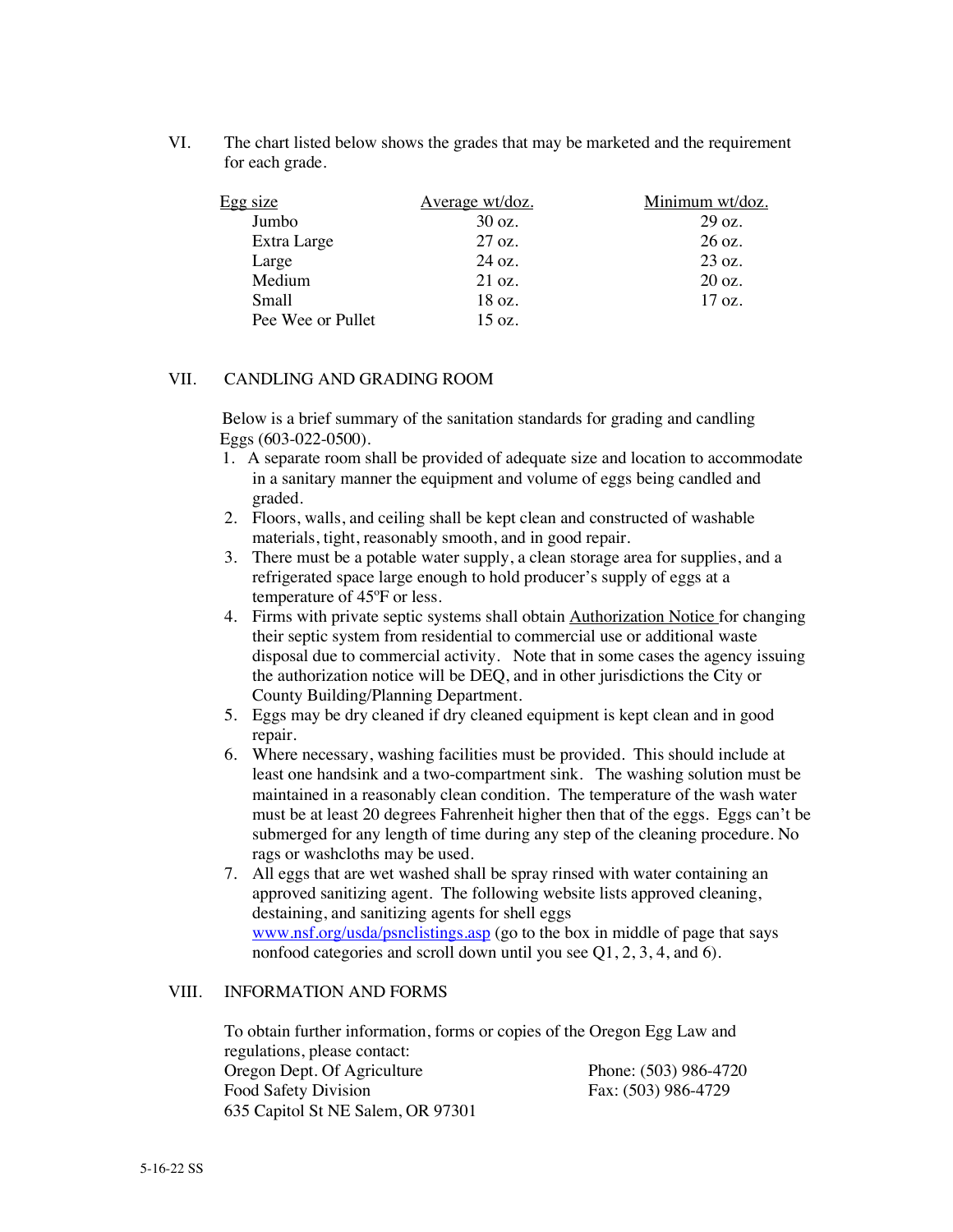VI. The chart listed below shows the grades that may be marketed and the requirement for each grade.

| Egg size | Average wt/doz. | Minimum wt/doz. |
|---|---|---|
| Jumbo | 30 oz. | 29 oz. |
| Extra Large | 27 oz. | 26 oz. |
| Large | 24 oz. | 23 oz. |
| Medium | 21 oz. | 20 oz. |
| Small | 18 oz. | 17 oz. |
| Pee Wee or Pullet | 15 oz. | |

## VII. CANDLING AND GRADING ROOM

Below is a brief summary of the sanitation standards for grading and candling Eggs (603-022-0500).

1. A separate room shall be provided of adequate size and location to accommodate in a sanitary manner the equipment and volume of eggs being candled and graded.
2. Floors, walls, and ceiling shall be kept clean and constructed of washable materials, tight, reasonably smooth, and in good repair.
3. There must be a potable water supply, a clean storage area for supplies, and a refrigerated space large enough to hold producer's supply of eggs at a temperature of 45ºF or less.
4. Firms with private septic systems shall obtain Authorization Notice for changing their septic system from residential to commercial use or additional waste disposal due to commercial activity. Note that in some cases the agency issuing the authorization notice will be DEQ, and in other jurisdictions the City or County Building/Planning Department.
5. Eggs may be dry cleaned if dry cleaned equipment is kept clean and in good repair.
6. Where necessary, washing facilities must be provided. This should include at least one handsink and a two-compartment sink. The washing solution must be maintained in a reasonably clean condition. The temperature of the wash water must be at least 20 degrees Fahrenheit higher then that of the eggs. Eggs can't be submerged for any length of time during any step of the cleaning procedure. No rags or washcloths may be used.
7. All eggs that are wet washed shall be spray rinsed with water containing an approved sanitizing agent. The following website lists approved cleaning, destaining, and sanitizing agents for shell eggs www.nsf.org/usda/psnclistings.asp (go to the box in middle of page that says nonfood categories and scroll down until you see Q1, 2, 3, 4, and 6).

## VIII. INFORMATION AND FORMS

To obtain further information, forms or copies of the Oregon Egg Law and regulations, please contact:

Oregon Dept. Of Agriculture  
Food Safety Division  
635 Capitol St NE Salem, OR 97301

Phone: (503) 986-4720  
Fax: (503) 986-4729

5-16-22 SS